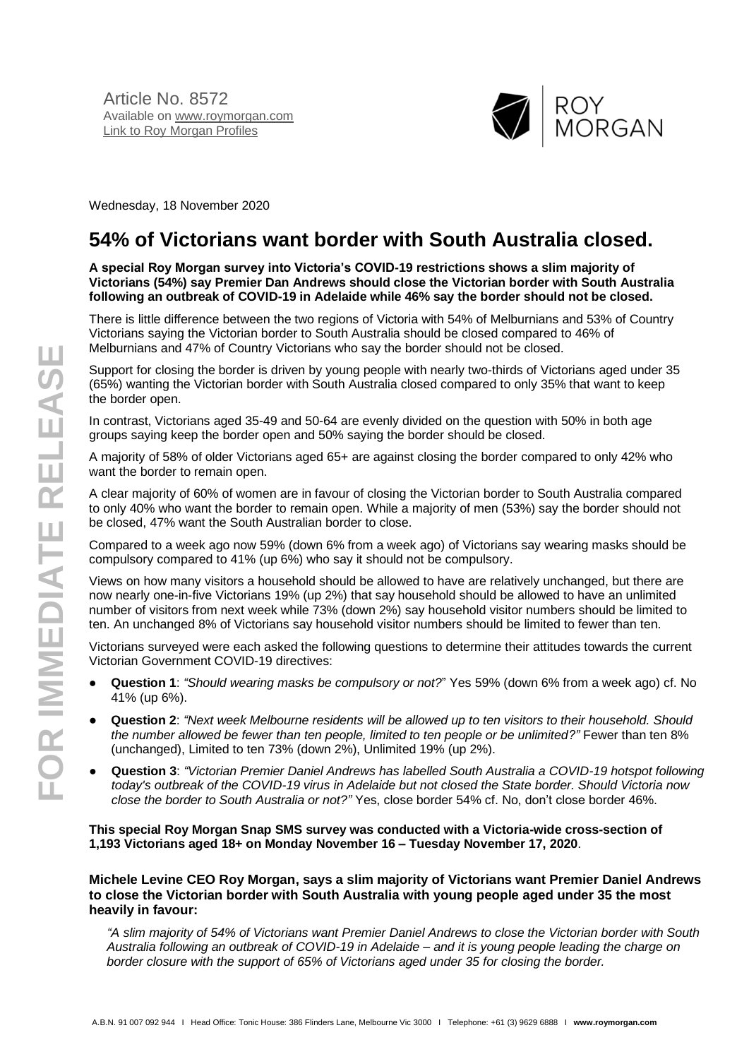Article No. 8572
Available on www.roymorgan.com
Link to Roy Morgan Profiles

Wednesday, 18 November 2020

# 54% of Victorians want border with South Australia closed.

**A special Roy Morgan survey into Victoria's COVID-19 restrictions shows a slim majority of Victorians (54%) say Premier Dan Andrews should close the Victorian border with South Australia following an outbreak of COVID-19 in Adelaide while 46% say the border should not be closed.**

There is little difference between the two regions of Victoria with 54% of Melburnians and 53% of Country Victorians saying the Victorian border to South Australia should be closed compared to 46% of Melburnians and 47% of Country Victorians who say the border should not be closed.

Support for closing the border is driven by young people with nearly two-thirds of Victorians aged under 35 (65%) wanting the Victorian border with South Australia closed compared to only 35% that want to keep the border open.

In contrast, Victorians aged 35-49 and 50-64 are evenly divided on the question with 50% in both age groups saying keep the border open and 50% saying the border should be closed.

A majority of 58% of older Victorians aged 65+ are against closing the border compared to only 42% who want the border to remain open.

A clear majority of 60% of women are in favour of closing the Victorian border to South Australia compared to only 40% who want the border to remain open. While a majority of men (53%) say the border should not be closed, 47% want the South Australian border to close.

Compared to a week ago now 59% (down 6% from a week ago) of Victorians say wearing masks should be compulsory compared to 41% (up 6%) who say it should not be compulsory.

Views on how many visitors a household should be allowed to have are relatively unchanged, but there are now nearly one-in-five Victorians 19% (up 2%) that say household should be allowed to have an unlimited number of visitors from next week while 73% (down 2%) say household visitor numbers should be limited to ten. An unchanged 8% of Victorians say household visitor numbers should be limited to fewer than ten.

Victorians surveyed were each asked the following questions to determine their attitudes towards the current Victorian Government COVID-19 directives:

- **Question 1**: *"Should wearing masks be compulsory or not?"* Yes 59% (down 6% from a week ago) cf. No 41% (up 6%).
- **Question 2**: *"Next week Melbourne residents will be allowed up to ten visitors to their household. Should the number allowed be fewer than ten people, limited to ten people or be unlimited?"* Fewer than ten 8% (unchanged), Limited to ten 73% (down 2%), Unlimited 19% (up 2%).
- **Question 3**: *"Victorian Premier Daniel Andrews has labelled South Australia a COVID-19 hotspot following today's outbreak of the COVID-19 virus in Adelaide but not closed the State border. Should Victoria now close the border to South Australia or not?"* Yes, close border 54% cf. No, don't close border 46%.

**This special Roy Morgan Snap SMS survey was conducted with a Victoria-wide cross-section of 1,193 Victorians aged 18+ on Monday November 16 – Tuesday November 17, 2020**.

**Michele Levine CEO Roy Morgan, says a slim majority of Victorians want Premier Daniel Andrews to close the Victorian border with South Australia with young people aged under 35 the most heavily in favour:**

*"A slim majority of 54% of Victorians want Premier Daniel Andrews to close the Victorian border with South Australia following an outbreak of COVID-19 in Adelaide – and it is young people leading the charge on border closure with the support of 65% of Victorians aged under 35 for closing the border.*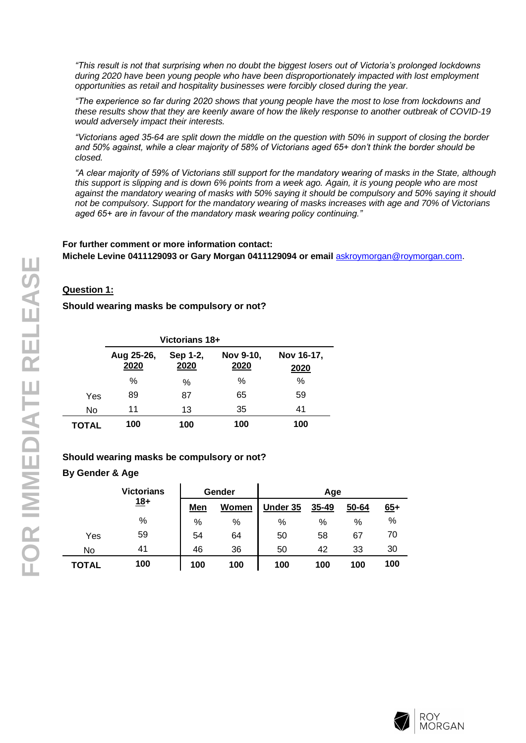*"This result is not that surprising when no doubt the biggest losers out of Victoria's prolonged lockdowns during 2020 have been young people who have been disproportionately impacted with lost employment opportunities as retail and hospitality businesses were forcibly closed during the year.*

*"The experience so far during 2020 shows that young people have the most to lose from lockdowns and these results show that they are keenly aware of how the likely response to another outbreak of COVID-19 would adversely impact their interests.*

*"Victorians aged 35-64 are split down the middle on the question with 50% in support of closing the border and 50% against, while a clear majority of 58% of Victorians aged 65+ don't think the border should be closed.*

*"A clear majority of 59% of Victorians still support for the mandatory wearing of masks in the State, although this support is slipping and is down 6% points from a week ago. Again, it is young people who are most against the mandatory wearing of masks with 50% saying it should be compulsory and 50% saying it should not be compulsory. Support for the mandatory wearing of masks increases with age and 70% of Victorians aged 65+ are in favour of the mandatory mask wearing policy continuing."*

**For further comment or more information contact:**
**Michele Levine 0411129093 or Gary Morgan 0411129094 or email** askroymorgan@roymorgan.com.

**Question 1:**

**Should wearing masks be compulsory or not?**

| | Victorians 18+ | | | |
|---|---|---|---|---|
| | Aug 25-26, 2020 | Sep 1-2, 2020 | Nov 9-10, 2020 | Nov 16-17, 2020 |
| | % | % | % | % |
| Yes | 89 | 87 | 65 | 59 |
| No | 11 | 13 | 35 | 41 |
| **TOTAL** | **100** | **100** | **100** | **100** |

**Should wearing masks be compulsory or not?**

**By Gender & Age**

| | Victorians 18+ | Gender | | Age | | | |
|---|---|---|---|---|---|---|---|
| | | Men | Women | Under 35 | 35-49 | 50-64 | 65+ |
| | % | % | % | % | % | % | % |
| Yes | 59 | 54 | 64 | 50 | 58 | 67 | 70 |
| No | 41 | 46 | 36 | 50 | 42 | 33 | 30 |
| **TOTAL** | **100** | **100** | **100** | **100** | **100** | **100** | **100** |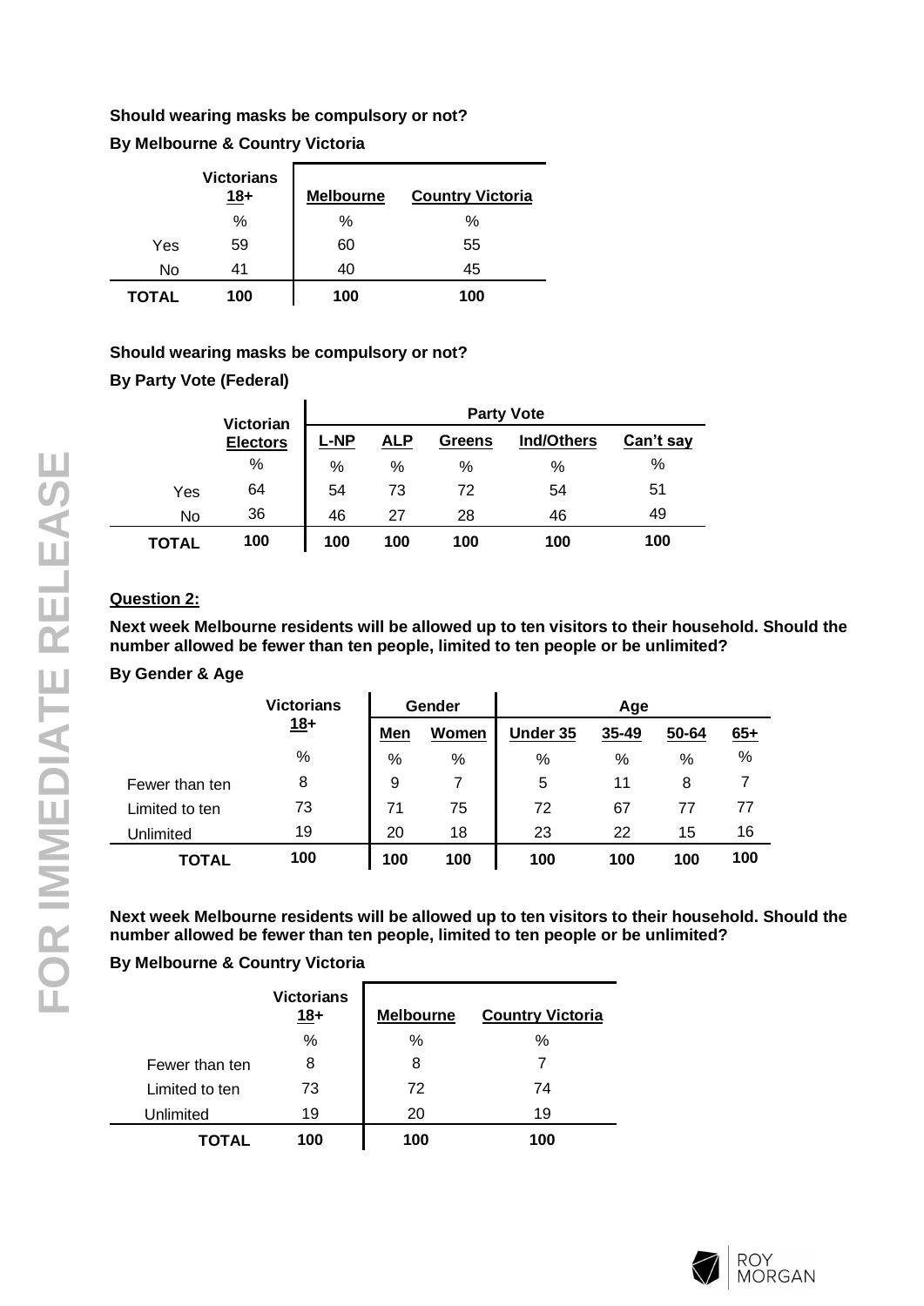**Should wearing masks be compulsory or not?**

**By Melbourne & Country Victoria**

| | Victorians 18+ | Melbourne | Country Victoria |
|---|---|---|---|
| | % | % | % |
| Yes | 59 | 60 | 55 |
| No | 41 | 40 | 45 |
| **TOTAL** | **100** | **100** | **100** |

**Should wearing masks be compulsory or not?**

**By Party Vote (Federal)**

| | Victorian Electors | Party Vote | | | | |
|---|---|---|---|---|---|---|
| | | L-NP | ALP | Greens | Ind/Others | Can't say |
| | % | % | % | % | % | % |
| Yes | 64 | 54 | 73 | 72 | 54 | 51 |
| No | 36 | 46 | 27 | 28 | 46 | 49 |
| **TOTAL** | **100** | **100** | **100** | **100** | **100** | **100** |

**Question 2:**

**Next week Melbourne residents will be allowed up to ten visitors to their household. Should the number allowed be fewer than ten people, limited to ten people or be unlimited?**

**By Gender & Age**

| | Victorians 18+ | Gender | | Age | | | |
|---|---|---|---|---|---|---|---|
| | | Men | Women | Under 35 | 35-49 | 50-64 | 65+ |
| | % | % | % | % | % | % | % |
| Fewer than ten | 8 | 9 | 7 | 5 | 11 | 8 | 7 |
| Limited to ten | 73 | 71 | 75 | 72 | 67 | 77 | 77 |
| Unlimited | 19 | 20 | 18 | 23 | 22 | 15 | 16 |
| **TOTAL** | **100** | **100** | **100** | **100** | **100** | **100** | **100** |

**Next week Melbourne residents will be allowed up to ten visitors to their household. Should the number allowed be fewer than ten people, limited to ten people or be unlimited?**

**By Melbourne & Country Victoria**

| | Victorians 18+ | Melbourne | Country Victoria |
|---|---|---|---|
| | % | % | % |
| Fewer than ten | 8 | 8 | 7 |
| Limited to ten | 73 | 72 | 74 |
| Unlimited | 19 | 20 | 19 |
| **TOTAL** | **100** | **100** | **100** |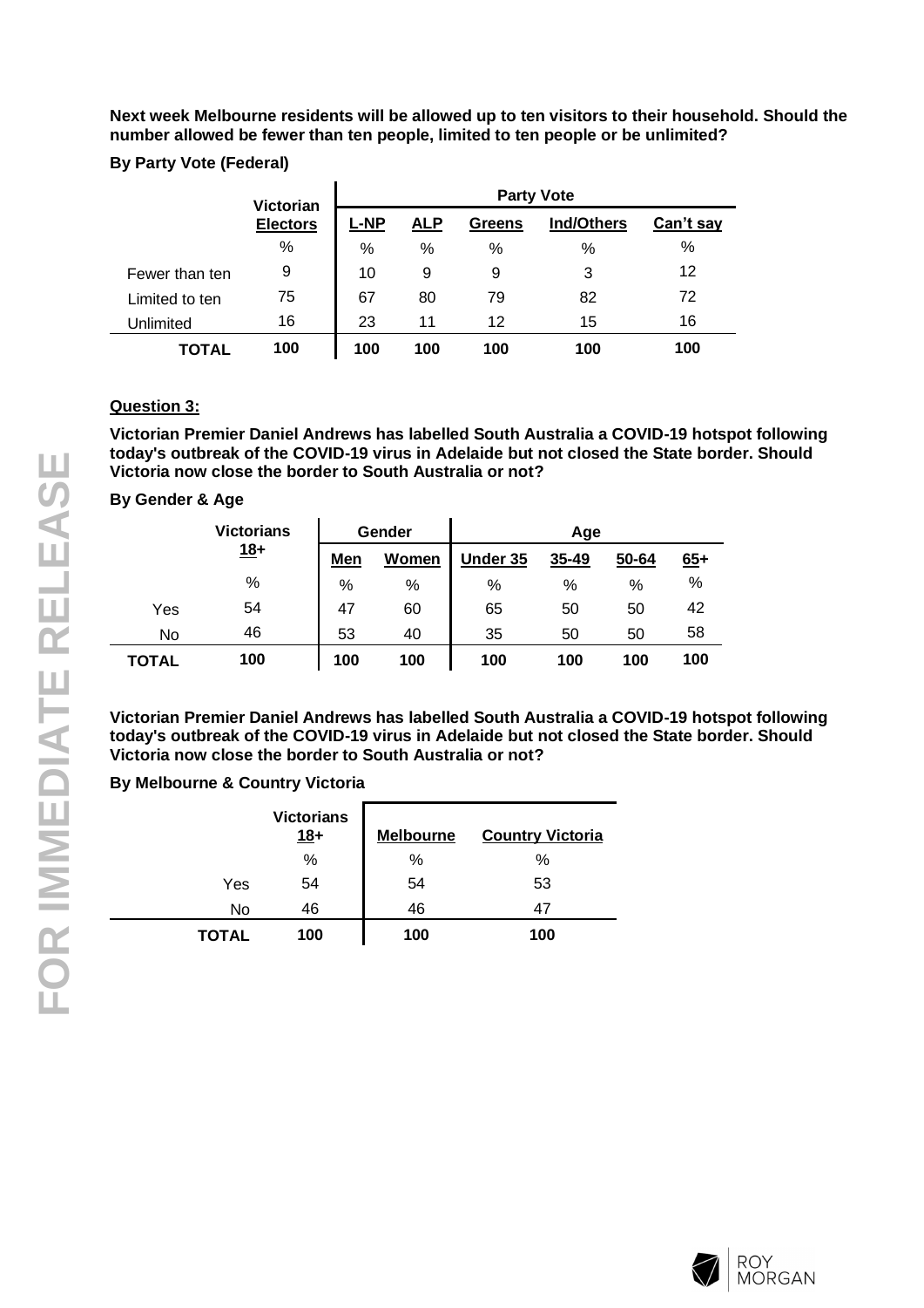**Next week Melbourne residents will be allowed up to ten visitors to their household. Should the number allowed be fewer than ten people, limited to ten people or be unlimited?**

**By Party Vote (Federal)**

| | Victorian Electors | Party Vote | | | | |
|---|---|---|---|---|---|---|
| | | L-NP | ALP | Greens | Ind/Others | Can't say |
| | % | % | % | % | % | % |
| Fewer than ten | 9 | 10 | 9 | 9 | 3 | 12 |
| Limited to ten | 75 | 67 | 80 | 79 | 82 | 72 |
| Unlimited | 16 | 23 | 11 | 12 | 15 | 16 |
| **TOTAL** | **100** | **100** | **100** | **100** | **100** | **100** |

**Question 3:**

**Victorian Premier Daniel Andrews has labelled South Australia a COVID-19 hotspot following today's outbreak of the COVID-19 virus in Adelaide but not closed the State border. Should Victoria now close the border to South Australia or not?**

**By Gender & Age**

| | Victorians 18+ | Gender | | Age | | | |
|---|---|---|---|---|---|---|---|
| | | Men | Women | Under 35 | 35-49 | 50-64 | 65+ |
| | % | % | % | % | % | % | % |
| Yes | 54 | 47 | 60 | 65 | 50 | 50 | 42 |
| No | 46 | 53 | 40 | 35 | 50 | 50 | 58 |
| **TOTAL** | **100** | **100** | **100** | **100** | **100** | **100** | **100** |

**Victorian Premier Daniel Andrews has labelled South Australia a COVID-19 hotspot following today's outbreak of the COVID-19 virus in Adelaide but not closed the State border. Should Victoria now close the border to South Australia or not?**

**By Melbourne & Country Victoria**

| | Victorians 18+ | Melbourne | Country Victoria |
|---|---|---|---|
| | % | % | % |
| Yes | 54 | 54 | 53 |
| No | 46 | 46 | 47 |
| **TOTAL** | **100** | **100** | **100** |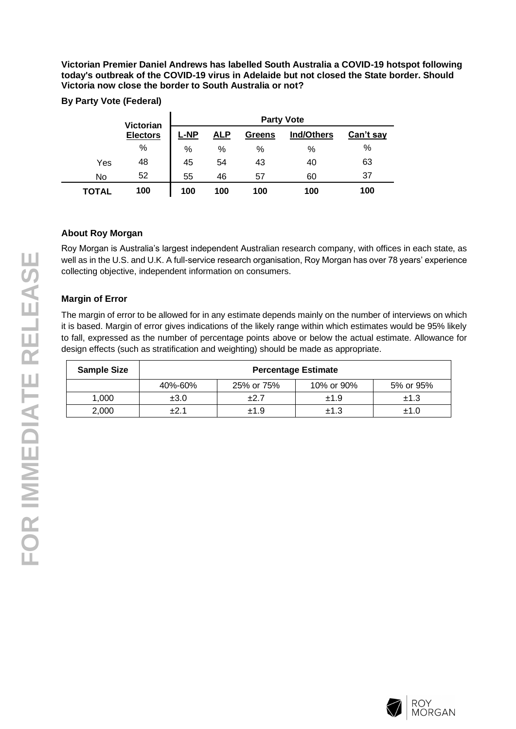**Victorian Premier Daniel Andrews has labelled South Australia a COVID-19 hotspot following today's outbreak of the COVID-19 virus in Adelaide but not closed the State border. Should Victoria now close the border to South Australia or not?**

**By Party Vote (Federal)**

| | Victorian Electors | Party Vote | | | | |
|---|---|---|---|---|---|---|
| | | L-NP | ALP | Greens | Ind/Others | Can't say |
| | % | % | % | % | % | % |
| Yes | 48 | 45 | 54 | 43 | 40 | 63 |
| No | 52 | 55 | 46 | 57 | 60 | 37 |
| **TOTAL** | **100** | **100** | **100** | **100** | **100** | **100** |

### About Roy Morgan

Roy Morgan is Australia's largest independent Australian research company, with offices in each state, as well as in the U.S. and U.K. A full-service research organisation, Roy Morgan has over 78 years' experience collecting objective, independent information on consumers.

### Margin of Error

The margin of error to be allowed for in any estimate depends mainly on the number of interviews on which it is based. Margin of error gives indications of the likely range within which estimates would be 95% likely to fall, expressed as the number of percentage points above or below the actual estimate. Allowance for design effects (such as stratification and weighting) should be made as appropriate.

| Sample Size | Percentage Estimate | | | |
|---|---|---|---|---|
| | 40%-60% | 25% or 75% | 10% or 90% | 5% or 95% |
| 1,000 | ±3.0 | ±2.7 | ±1.9 | ±1.3 |
| 2,000 | ±2.1 | ±1.9 | ±1.3 | ±1.0 |